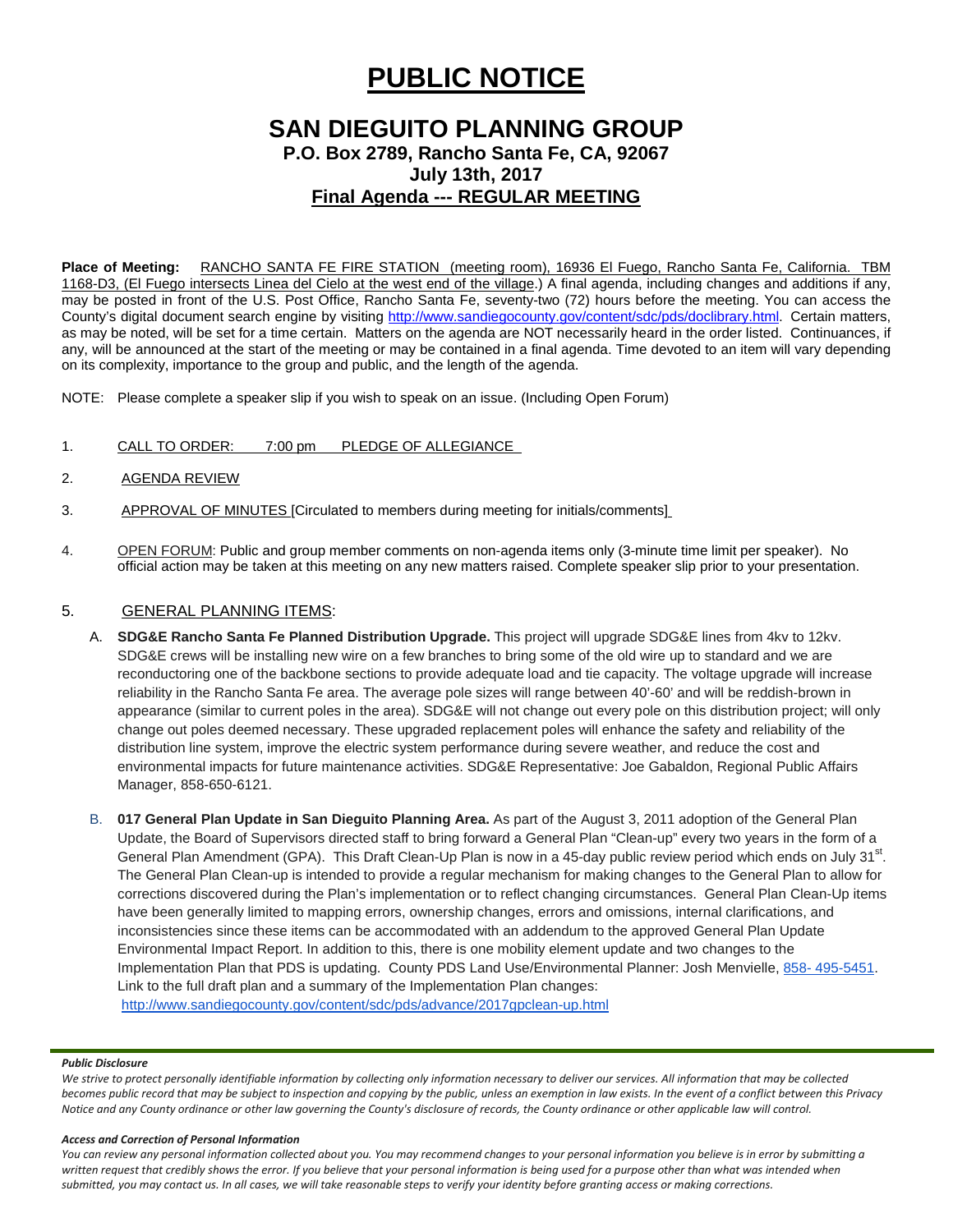# PUBLIC NOTICE

## SAN DIEGUITO PLANNING GROUP

### P.O. Box 2789, Rancho Santa Fe, CA, 92067

### July 13th, 2017

### Final Agenda --- REGULAR MEETING

**Place of Meeting:** RANCHO SANTA FE FIRE STATION (meeting room), 16936 El Fuego, Rancho Santa Fe, California. TBM 1168-D3, (El Fuego intersects Linea del Cielo at the west end of the village.) A final agenda, including changes and additions if any, may be posted in front of the U.S. Post Office, Rancho Santa Fe, seventy-two (72) hours before the meeting. You can access the County's digital document search engine by visiting http://www.sandiegocounty.gov/content/sdc/pds/doclibrary.html. Certain matters, as may be noted, will be set for a time certain. Matters on the agenda are NOT necessarily heard in the order listed. Continuances, if any, will be announced at the start of the meeting or may be contained in a final agenda. Time devoted to an item will vary depending on its complexity, importance to the group and public, and the length of the agenda.

NOTE: Please complete a speaker slip if you wish to speak on an issue. (Including Open Forum)

1. CALL TO ORDER: 7:00 pm PLEDGE OF ALLEGIANCE

2. AGENDA REVIEW

3. APPROVAL OF MINUTES [Circulated to members during meeting for initials/comments]

4. OPEN FORUM: Public and group member comments on non-agenda items only (3-minute time limit per speaker). No official action may be taken at this meeting on any new matters raised. Complete speaker slip prior to your presentation.

5. GENERAL PLANNING ITEMS:

   A. **SDG&E Rancho Santa Fe Planned Distribution Upgrade.** This project will upgrade SDG&E lines from 4kv to 12kv. SDG&E crews will be installing new wire on a few branches to bring some of the old wire up to standard and we are reconductoring one of the backbone sections to provide adequate load and tie capacity. The voltage upgrade will increase reliability in the Rancho Santa Fe area. The average pole sizes will range between 40'-60' and will be reddish-brown in appearance (similar to current poles in the area). SDG&E will not change out every pole on this distribution project; will only change out poles deemed necessary. These upgraded replacement poles will enhance the safety and reliability of the distribution line system, improve the electric system performance during severe weather, and reduce the cost and environmental impacts for future maintenance activities. SDG&E Representative: Joe Gabaldon, Regional Public Affairs Manager, 858-650-6121.

   B. **017 General Plan Update in San Dieguito Planning Area.** As part of the August 3, 2011 adoption of the General Plan Update, the Board of Supervisors directed staff to bring forward a General Plan "Clean-up" every two years in the form of a General Plan Amendment (GPA). This Draft Clean-Up Plan is now in a 45-day public review period which ends on July 31st. The General Plan Clean-up is intended to provide a regular mechanism for making changes to the General Plan to allow for corrections discovered during the Plan's implementation or to reflect changing circumstances. General Plan Clean-Up items have been generally limited to mapping errors, ownership changes, errors and omissions, internal clarifications, and inconsistencies since these items can be accommodated with an addendum to the approved General Plan Update Environmental Impact Report. In addition to this, there is one mobility element update and two changes to the Implementation Plan that PDS is updating. County PDS Land Use/Environmental Planner: Josh Menvielle, 858- 495-5451. Link to the full draft plan and a summary of the Implementation Plan changes: http://www.sandiegocounty.gov/content/sdc/pds/advance/2017gpclean-up.html

***Public Disclosure***

*We strive to protect personally identifiable information by collecting only information necessary to deliver our services. All information that may be collected becomes public record that may be subject to inspection and copying by the public, unless an exemption in law exists. In the event of a conflict between this Privacy Notice and any County ordinance or other law governing the County's disclosure of records, the County ordinance or other applicable law will control.*

***Access and Correction of Personal Information***

*You can review any personal information collected about you. You may recommend changes to your personal information you believe is in error by submitting a written request that credibly shows the error. If you believe that your personal information is being used for a purpose other than what was intended when submitted, you may contact us. In all cases, we will take reasonable steps to verify your identity before granting access or making corrections.*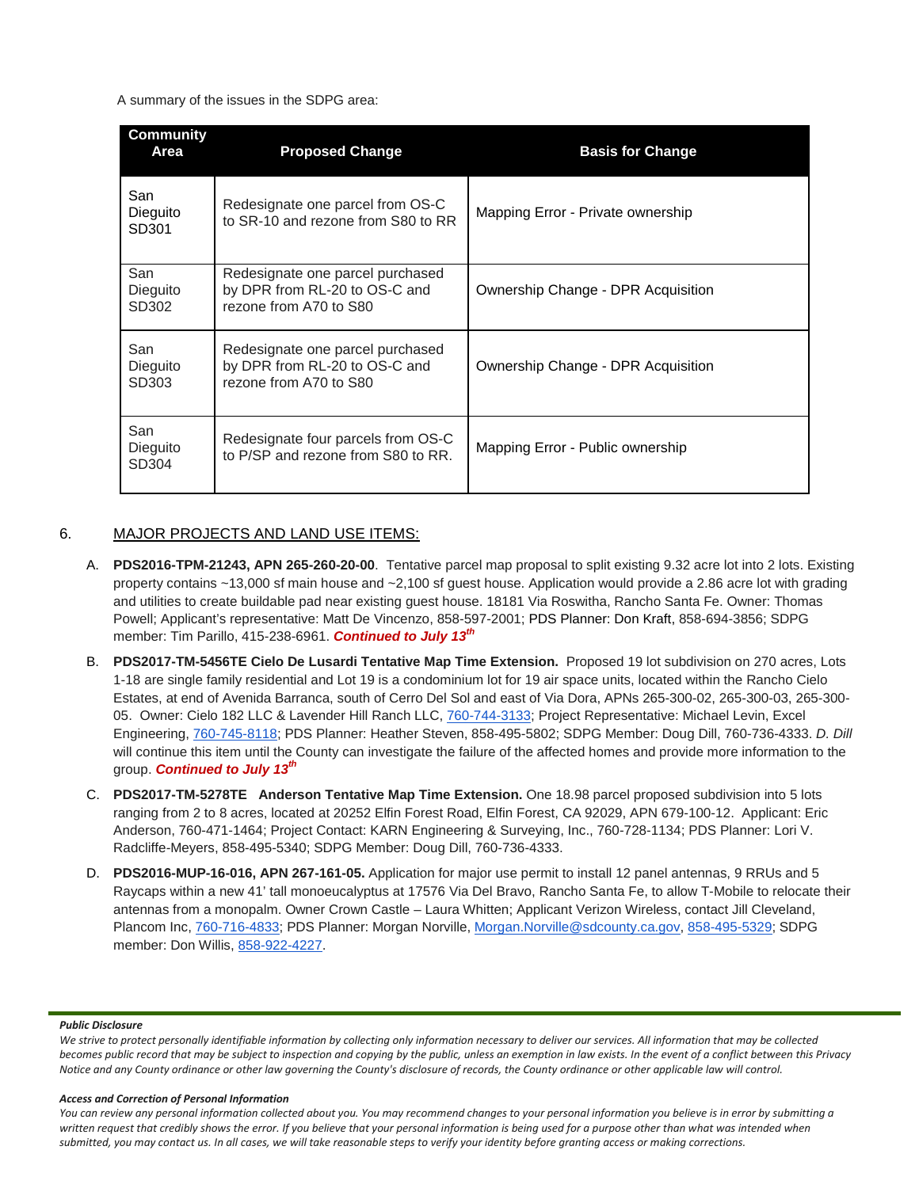A summary of the issues in the SDPG area:

| Community Area | Proposed Change | Basis for Change |
|---|---|---|
| San Dieguito SD301 | Redesignate one parcel from OS-C to SR-10 and rezone from S80 to RR | Mapping Error - Private ownership |
| San Dieguito SD302 | Redesignate one parcel purchased by DPR from RL-20 to OS-C and rezone from A70 to S80 | Ownership Change - DPR Acquisition |
| San Dieguito SD303 | Redesignate one parcel purchased by DPR from RL-20 to OS-C and rezone from A70 to S80 | Ownership Change - DPR Acquisition |
| San Dieguito SD304 | Redesignate four parcels from OS-C to P/SP and rezone from S80 to RR. | Mapping Error - Public ownership |

6. <u>MAJOR PROJECTS AND LAND USE ITEMS:</u>

A. **PDS2016-TPM-21243, APN 265-260-20-00**. Tentative parcel map proposal to split existing 9.32 acre lot into 2 lots. Existing property contains ~13,000 sf main house and ~2,100 sf guest house. Application would provide a 2.86 acre lot with grading and utilities to create buildable pad near existing guest house. 18181 Via Roswitha, Rancho Santa Fe. Owner: Thomas Powell; Applicant's representative: Matt De Vincenzo, 858-597-2001; PDS Planner: Don Kraft, 858-694-3856; SDPG member: Tim Parillo, 415-238-6961. ***Continued to July 13th***

B. **PDS2017-TM-5456TE Cielo De Lusardi Tentative Map Time Extension.** Proposed 19 lot subdivision on 270 acres, Lots 1-18 are single family residential and Lot 19 is a condominium lot for 19 air space units, located within the Rancho Cielo Estates, at end of Avenida Barranca, south of Cerro Del Sol and east of Via Dora, APNs 265-300-02, 265-300-03, 265-300-05. Owner: Cielo 182 LLC & Lavender Hill Ranch LLC, 760-744-3133; Project Representative: Michael Levin, Excel Engineering, 760-745-8118; PDS Planner: Heather Steven, 858-495-5802; SDPG Member: Doug Dill, 760-736-4333. *D. Dill* will continue this item until the County can investigate the failure of the affected homes and provide more information to the group. ***Continued to July 13th***

C. **PDS2017-TM-5278TE Anderson Tentative Map Time Extension.** One 18.98 parcel proposed subdivision into 5 lots ranging from 2 to 8 acres, located at 20252 Elfin Forest Road, Elfin Forest, CA 92029, APN 679-100-12. Applicant: Eric Anderson, 760-471-1464; Project Contact: KARN Engineering & Surveying, Inc., 760-728-1134; PDS Planner: Lori V. Radcliffe-Meyers, 858-495-5340; SDPG Member: Doug Dill, 760-736-4333.

D. **PDS2016-MUP-16-016, APN 267-161-05.** Application for major use permit to install 12 panel antennas, 9 RRUs and 5 Raycaps within a new 41' tall monoeucalyptus at 17576 Via Del Bravo, Rancho Santa Fe, to allow T-Mobile to relocate their antennas from a monopalm. Owner Crown Castle – Laura Whitten; Applicant Verizon Wireless, contact Jill Cleveland, Plancom Inc, 760-716-4833; PDS Planner: Morgan Norville, Morgan.Norville@sdcounty.ca.gov, 858-495-5329; SDPG member: Don Willis, 858-922-4227.

***Public Disclosure***

*We strive to protect personally identifiable information by collecting only information necessary to deliver our services. All information that may be collected becomes public record that may be subject to inspection and copying by the public, unless an exemption in law exists. In the event of a conflict between this Privacy Notice and any County ordinance or other law governing the County's disclosure of records, the County ordinance or other applicable law will control.*

***Access and Correction of Personal Information***

*You can review any personal information collected about you. You may recommend changes to your personal information you believe is in error by submitting a written request that credibly shows the error. If you believe that your personal information is being used for a purpose other than what was intended when submitted, you may contact us. In all cases, we will take reasonable steps to verify your identity before granting access or making corrections.*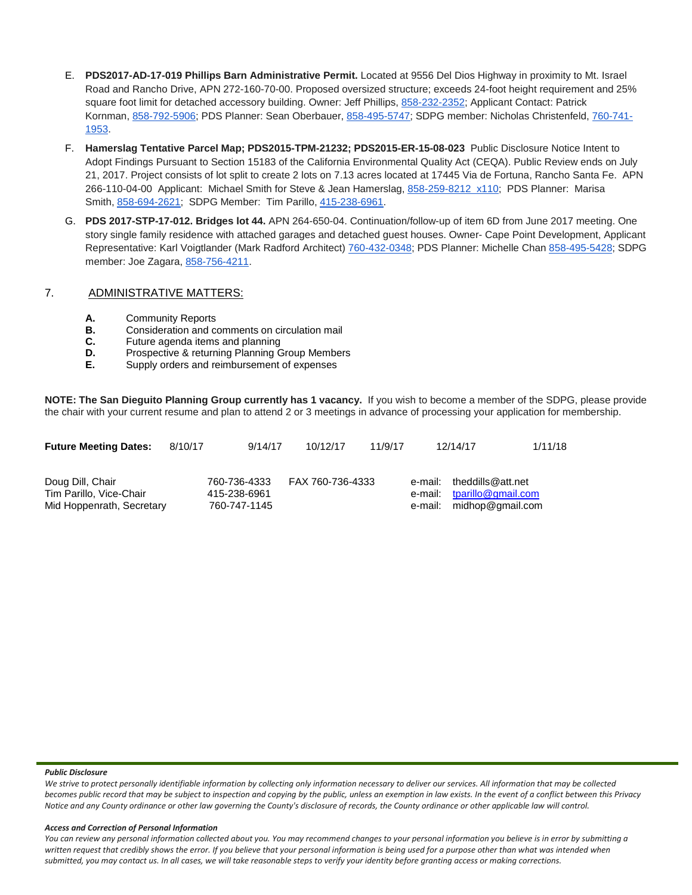E. **PDS2017-AD-17-019 Phillips Barn Administrative Permit.** Located at 9556 Del Dios Highway in proximity to Mt. Israel Road and Rancho Drive, APN 272-160-70-00. Proposed oversized structure; exceeds 24-foot height requirement and 25% square foot limit for detached accessory building. Owner: Jeff Phillips, 858-232-2352; Applicant Contact: Patrick Kornman, 858-792-5906; PDS Planner: Sean Oberbauer, 858-495-5747; SDPG member: Nicholas Christenfeld, 760-741-1953.

F. **Hamerslag Tentative Parcel Map; PDS2015-TPM-21232; PDS2015-ER-15-08-023** Public Disclosure Notice Intent to Adopt Findings Pursuant to Section 15183 of the California Environmental Quality Act (CEQA). Public Review ends on July 21, 2017. Project consists of lot split to create 2 lots on 7.13 acres located at 17445 Via de Fortuna, Rancho Santa Fe. APN 266-110-04-00 Applicant: Michael Smith for Steve & Jean Hamerslag, 858-259-8212 x110; PDS Planner: Marisa Smith, 858-694-2621; SDPG Member: Tim Parillo, 415-238-6961.

G. **PDS 2017-STP-17-012. Bridges lot 44.** APN 264-650-04. Continuation/follow-up of item 6D from June 2017 meeting. One story single family residence with attached garages and detached guest houses. Owner- Cape Point Development, Applicant Representative: Karl Voigtlander (Mark Radford Architect) 760-432-0348; PDS Planner: Michelle Chan 858-495-5428; SDPG member: Joe Zagara, 858-756-4211.

7. ADMINISTRATIVE MATTERS:

   **A.** Community Reports
   **B.** Consideration and comments on circulation mail
   **C.** Future agenda items and planning
   **D.** Prospective & returning Planning Group Members
   **E.** Supply orders and reimbursement of expenses

**NOTE: The San Dieguito Planning Group currently has 1 vacancy.** If you wish to become a member of the SDPG, please provide the chair with your current resume and plan to attend 2 or 3 meetings in advance of processing your application for membership.

**Future Meeting Dates:** 8/10/17 9/14/17 10/12/17 11/9/17 12/14/17 1/11/18

| | | | |
|---|---|---|---|
| Doug Dill, Chair | 760-736-4333 | FAX 760-736-4333 | e-mail: theddills@att.net |
| Tim Parillo, Vice-Chair | 415-238-6961 | | e-mail: tparillo@gmail.com |
| Mid Hoppenrath, Secretary | 760-747-1145 | | e-mail: midhop@gmail.com |

***Public Disclosure***

*We strive to protect personally identifiable information by collecting only information necessary to deliver our services. All information that may be collected becomes public record that may be subject to inspection and copying by the public, unless an exemption in law exists. In the event of a conflict between this Privacy Notice and any County ordinance or other law governing the County's disclosure of records, the County ordinance or other applicable law will control.*

***Access and Correction of Personal Information***

*You can review any personal information collected about you. You may recommend changes to your personal information you believe is in error by submitting a written request that credibly shows the error. If you believe that your personal information is being used for a purpose other than what was intended when submitted, you may contact us. In all cases, we will take reasonable steps to verify your identity before granting access or making corrections.*